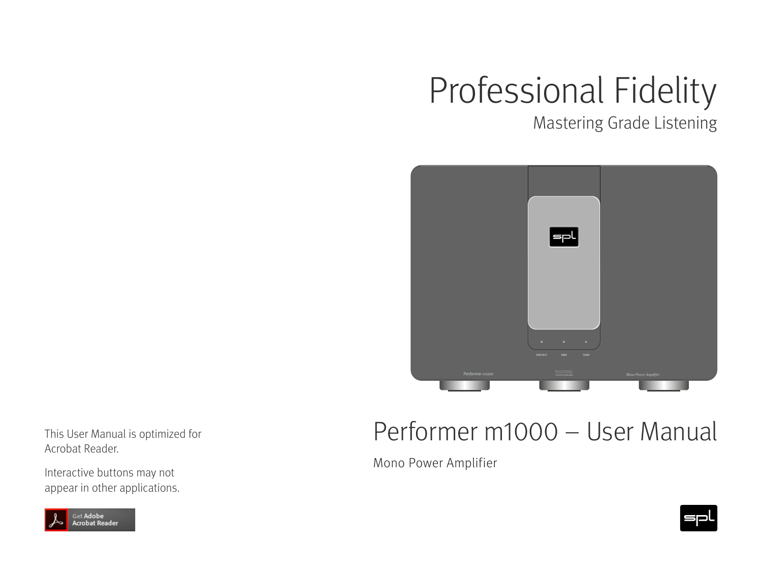# Professional Fidelity

Mastering Grade Listening

# Performer m1000 – User Manual

Mono Power Amplifier

This User Manual is optimized for Acrobat Reader.

Interactive buttons may not appear in other applications.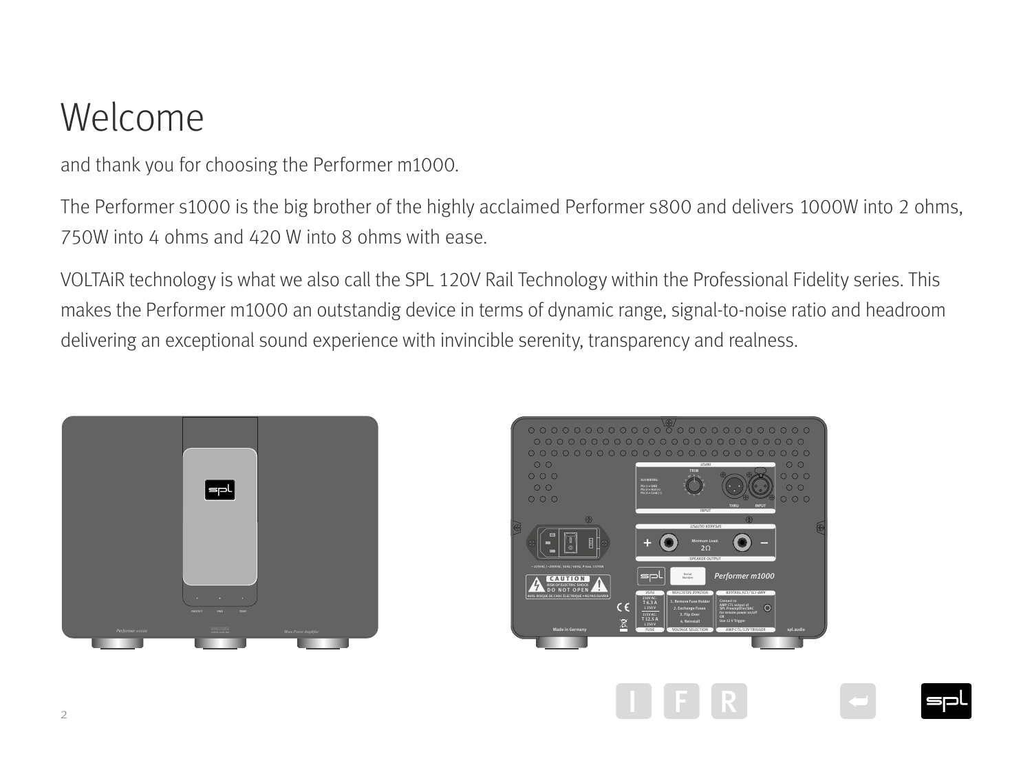# Welcome

and thank you for choosing the Performer m1000.

The Performer s1000 is the big brother of the highly acclaimed Performer s800 and delivers 1000W into 2 ohms, 750W into 4 ohms and 420 W into 8 ohms with ease.

VOLTAiR technology is what we also call the SPL 120V Rail Technology within the Professional Fidelity series. This makes the Performer m1000 an outstandig device in terms of dynamic range, signal-to-noise ratio and headroom delivering an exceptional sound experience with invincible serenity, transparency and realness.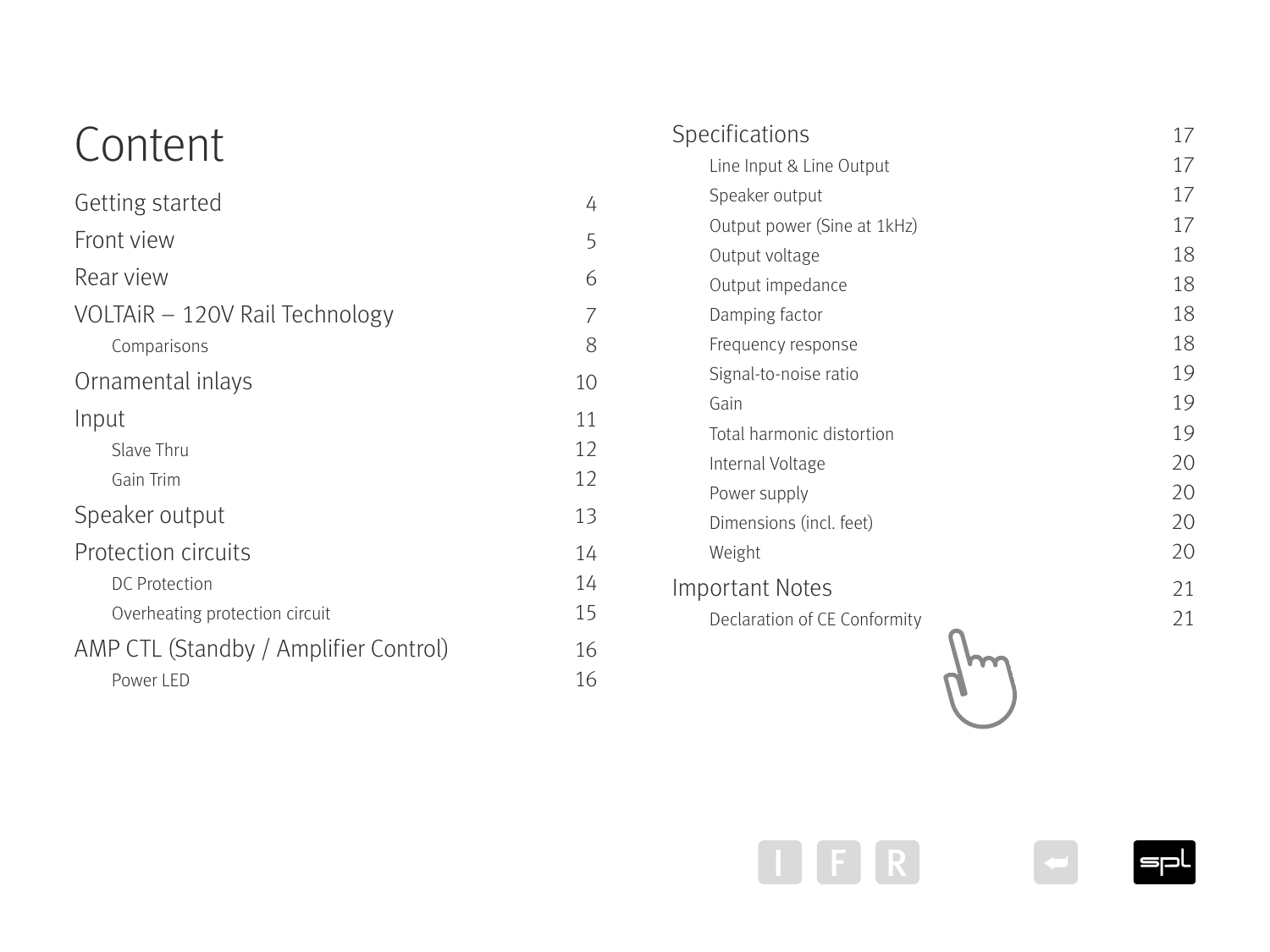# Content

- Getting started 4
- Front view 5
- Rear view 6
- VOLTAiR – 120V Rail Technology 7
  - Comparisons 8
- Ornamental inlays 10
- Input 11
  - Slave Thru 12
  - Gain Trim 12
- Speaker output 13
- Protection circuits 14
  - DC Protection 14
  - Overheating protection circuit 15
- AMP CTL (Standby / Amplifier Control) 16
  - Power LED 16
- Specifications 17
  - Line Input & Line Output 17
  - Speaker output 17
  - Output power (Sine at 1kHz) 17
  - Output voltage 18
  - Output impedance 18
  - Damping factor 18
  - Frequency response 18
  - Signal-to-noise ratio 19
  - Gain 19
  - Total harmonic distortion 19
  - Internal Voltage 20
  - Power supply 20
  - Dimensions (incl. feet) 20
  - Weight 20
- Important Notes 21
  - Declaration of CE Conformity 21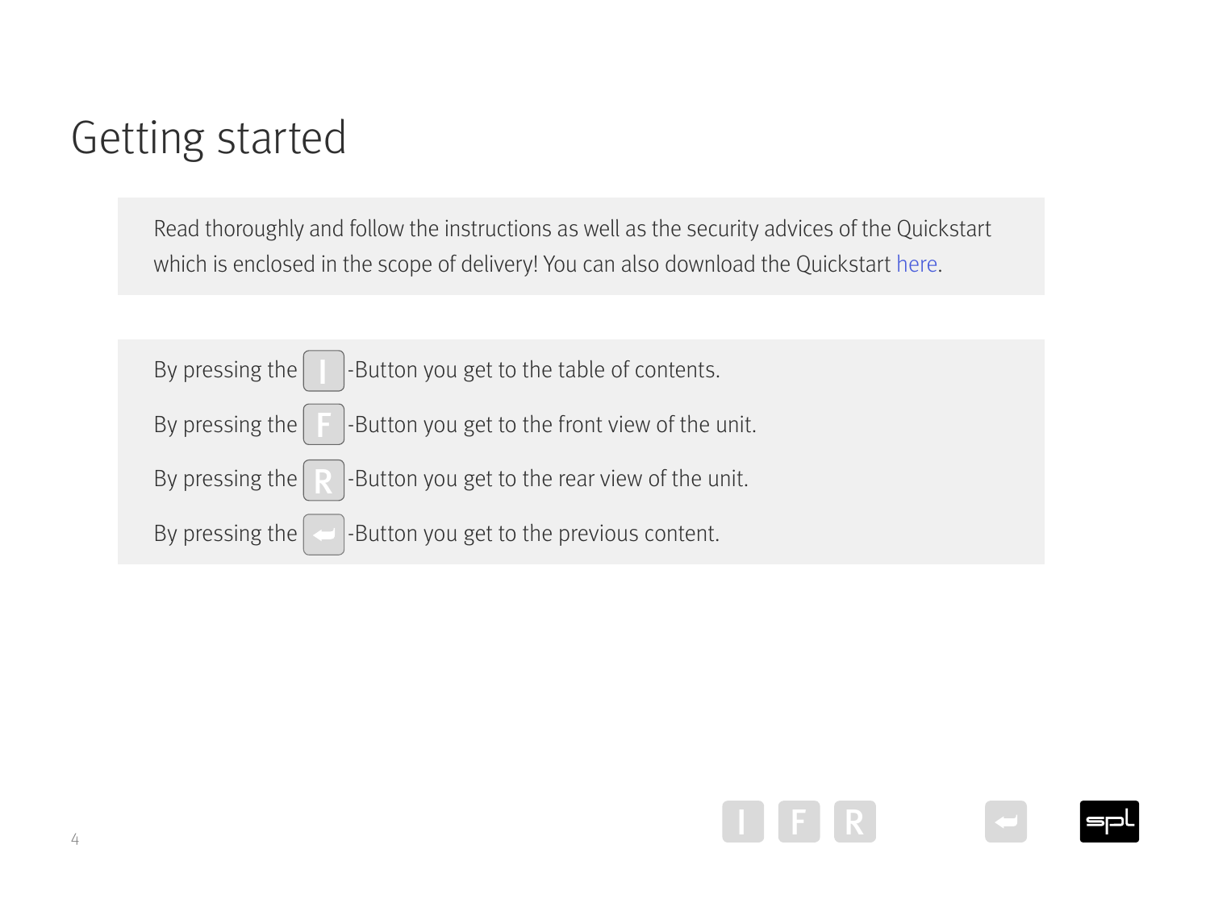# Getting started

Read thoroughly and follow the instructions as well as the security advices of the Quickstart which is enclosed in the scope of delivery! You can also download the Quickstart here.

By pressing the I-Button you get to the table of contents.

By pressing the F-Button you get to the front view of the unit.

By pressing the R-Button you get to the rear view of the unit.

By pressing the ↩-Button you get to the previous content.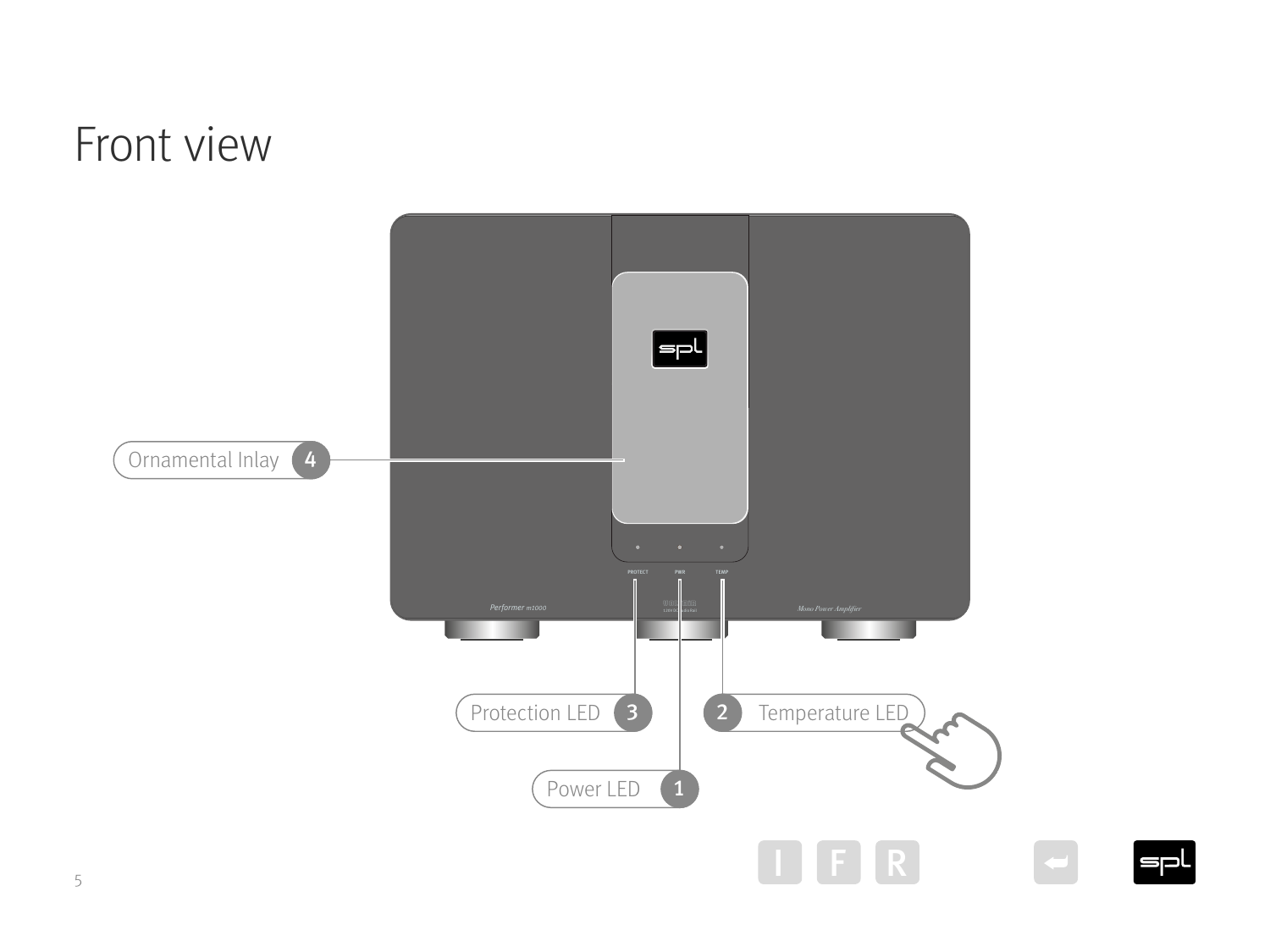# Front view

Ornamental Inlay **4**

Protection LED **3**

**2** Temperature LED

Power LED **1**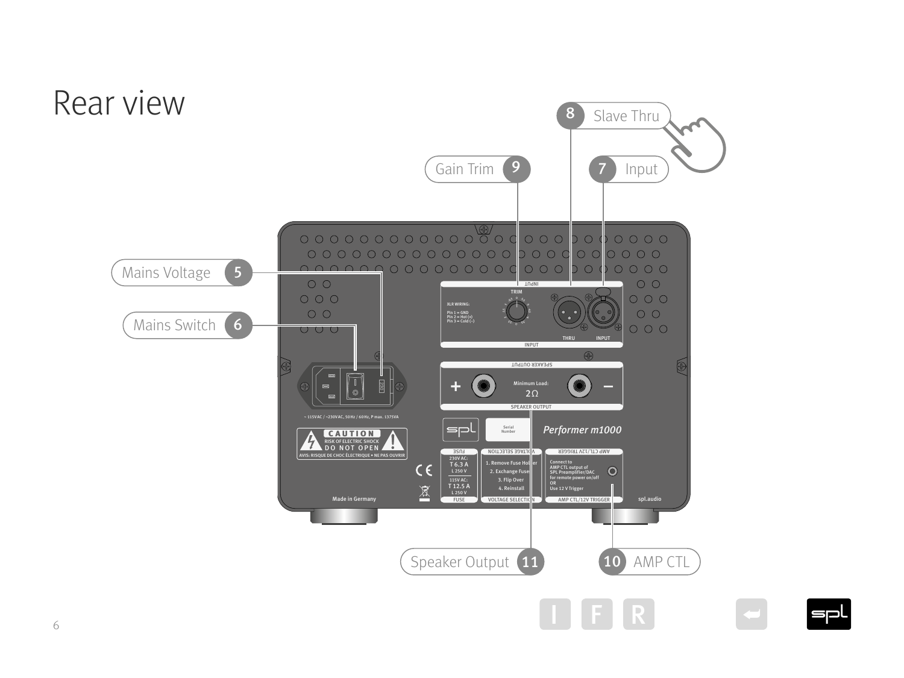# Rear view

8 Slave Thru

9 Gain Trim

7 Input

5 Mains Voltage

6 Mains Switch

11 Speaker Output

10 AMP CTL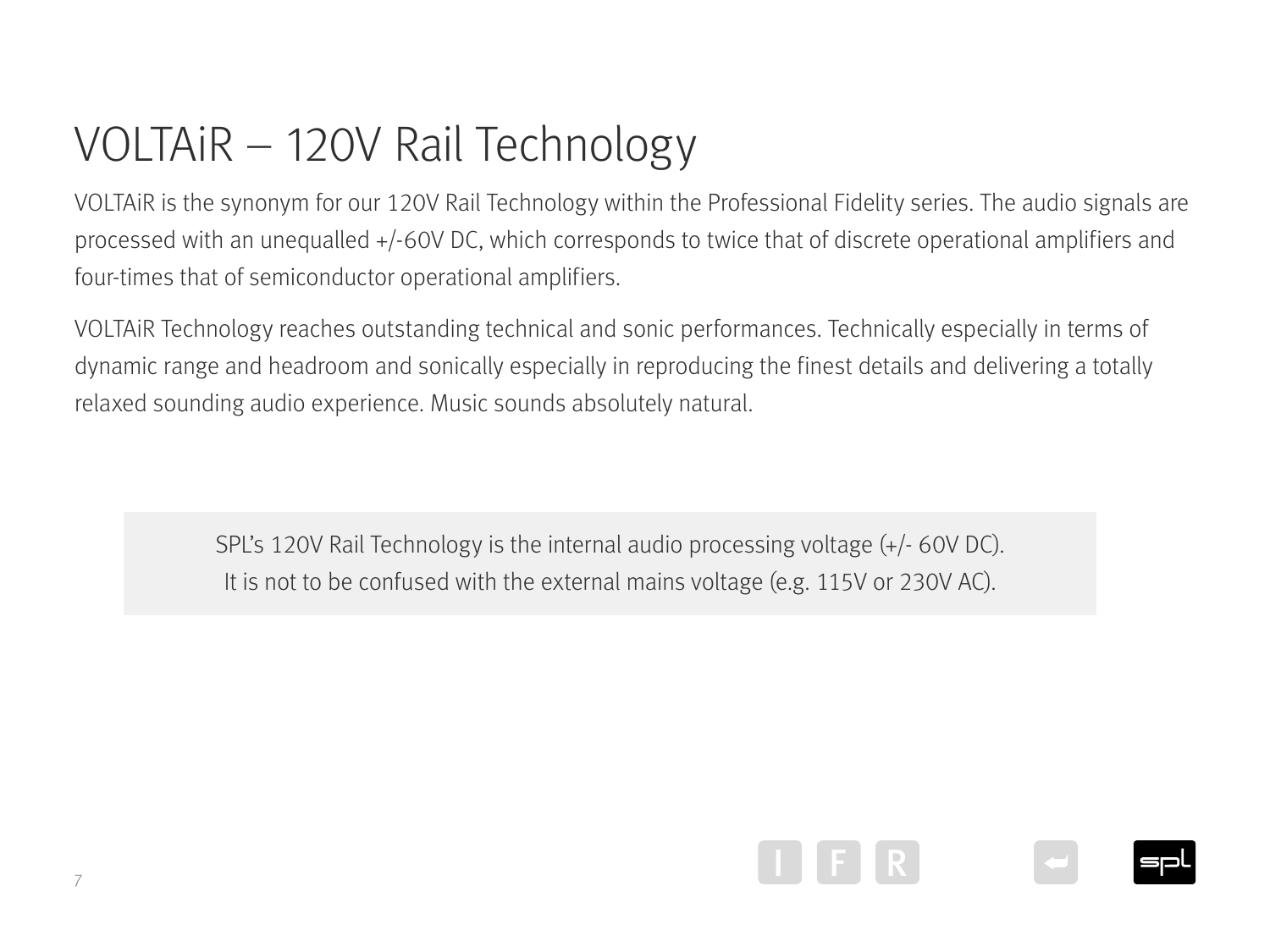# VOLTAiR – 120V Rail Technology

VOLTAiR is the synonym for our 120V Rail Technology within the Professional Fidelity series. The audio signals are processed with an unequalled +/-60V DC, which corresponds to twice that of discrete operational amplifiers and four-times that of semiconductor operational amplifiers.

VOLTAiR Technology reaches outstanding technical and sonic performances. Technically especially in terms of dynamic range and headroom and sonically especially in reproducing the finest details and delivering a totally relaxed sounding audio experience. Music sounds absolutely natural.

> SPL's 120V Rail Technology is the internal audio processing voltage (+/- 60V DC).
> It is not to be confused with the external mains voltage (e.g. 115V or 230V AC).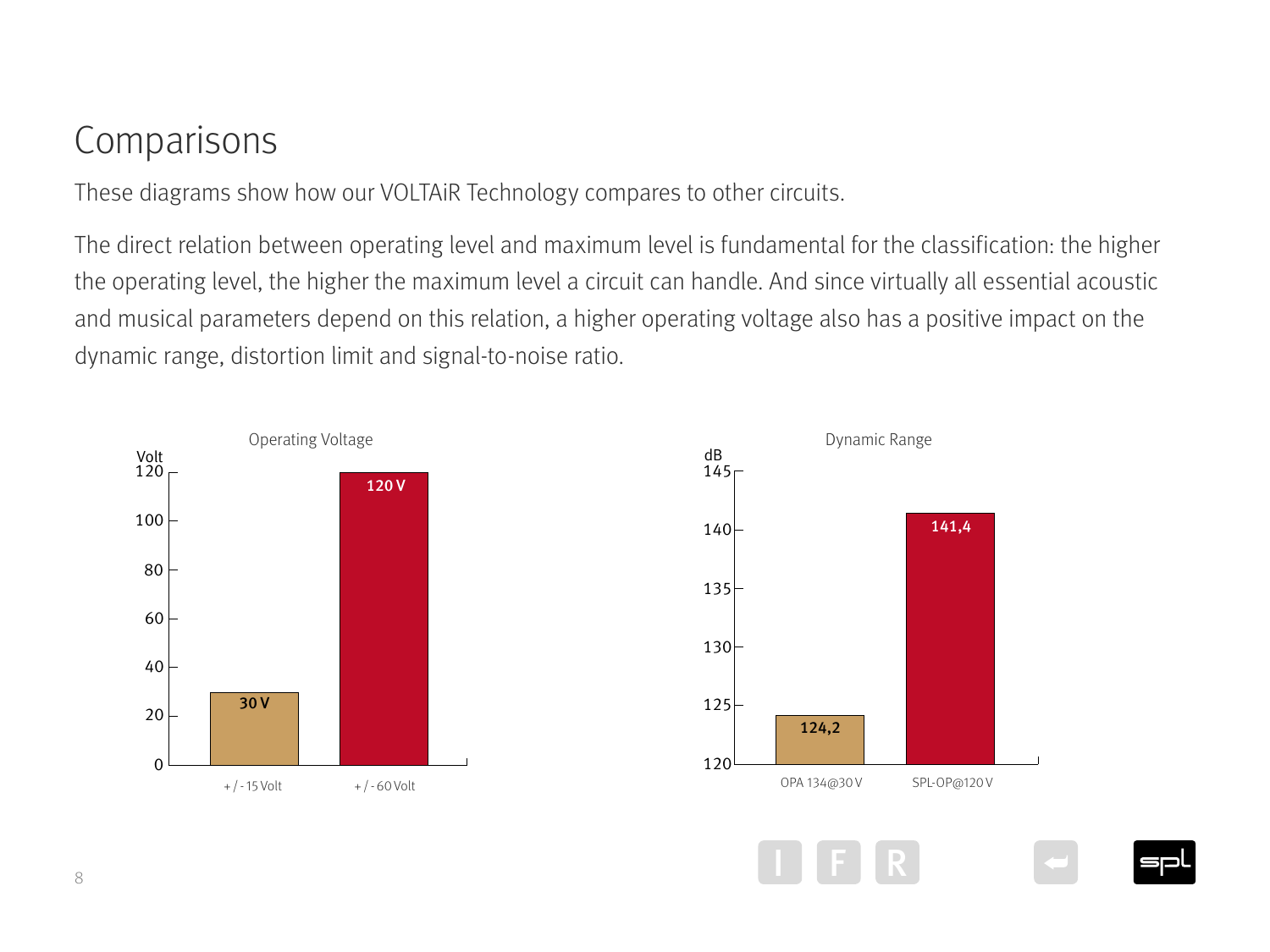# Comparisons

These diagrams show how our VOLTAiR Technology compares to other circuits.

The direct relation between operating level and maximum level is fundamental for the classification: the higher the operating level, the higher the maximum level a circuit can handle. And since virtually all essential acoustic and musical parameters depend on this relation, a higher operating voltage also has a positive impact on the dynamic range, distortion limit and signal-to-noise ratio.

Operating Voltage

| | Volt |
|---|---|
| + / - 15 Volt | 30 V |
| + / - 60 Volt | 120 V |

Dynamic Range

| | dB |
|---|---|
| OPA 134@30 V | 124,2 |
| SPL-OP@120 V | 141,4 |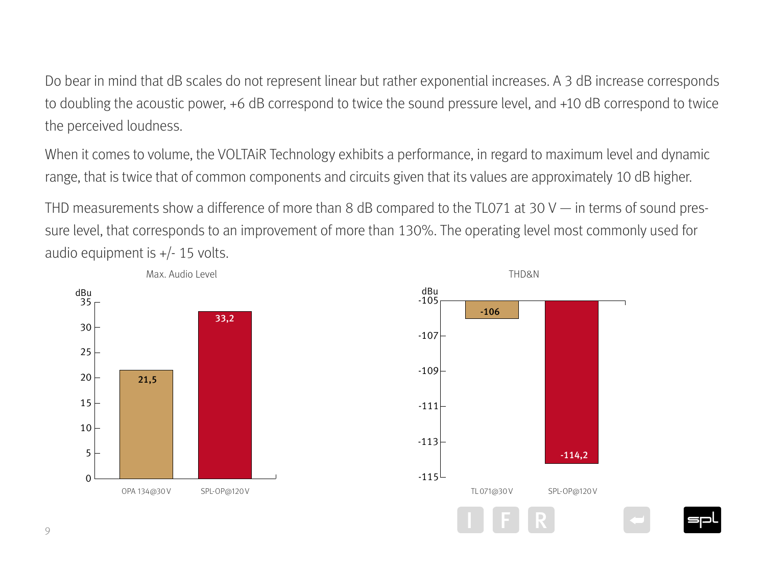Do bear in mind that dB scales do not represent linear but rather exponential increases. A 3 dB increase corresponds to doubling the acoustic power, +6 dB correspond to twice the sound pressure level, and +10 dB correspond to twice the perceived loudness.

When it comes to volume, the VOLTAiR Technology exhibits a performance, in regard to maximum level and dynamic range, that is twice that of common components and circuits given that its values are approximately 10 dB higher.

THD measurements show a difference of more than 8 dB compared to the TL071 at 30 V — in terms of sound pressure level, that corresponds to an improvement of more than 130%. The operating level most commonly used for audio equipment is +/- 15 volts.

Max. Audio Level

| | dBu |
|---|---|
| OPA 134@30 V | 21,5 |
| SPL-OP@120 V | 33,2 |

THD&N

| | dBu |
|---|---|
| TL 071@30 V | -106 |
| SPL-OP@120 V | -114,2 |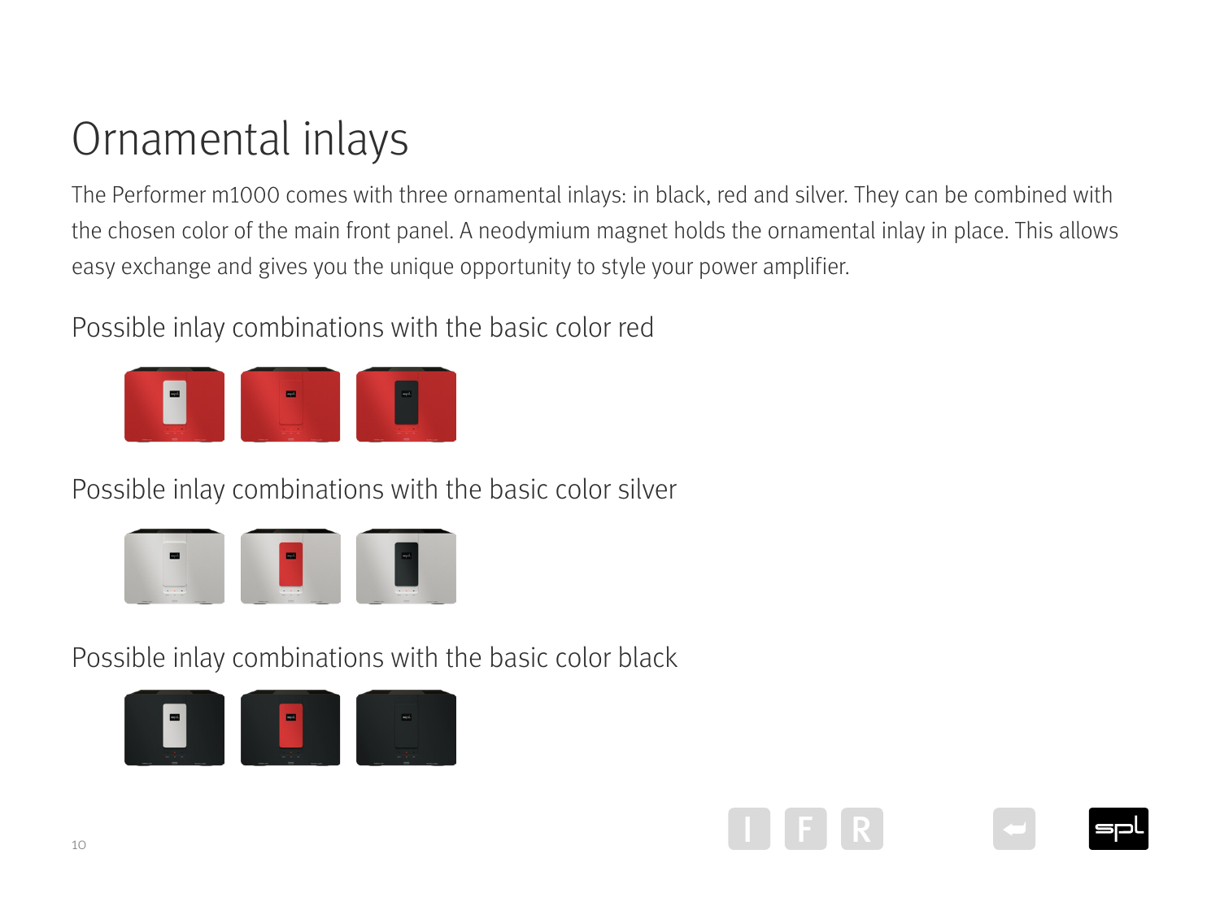# Ornamental inlays

The Performer m1000 comes with three ornamental inlays: in black, red and silver. They can be combined with the chosen color of the main front panel. A neodymium magnet holds the ornamental inlay in place. This allows easy exchange and gives you the unique opportunity to style your power amplifier.

## Possible inlay combinations with the basic color red

## Possible inlay combinations with the basic color silver

## Possible inlay combinations with the basic color black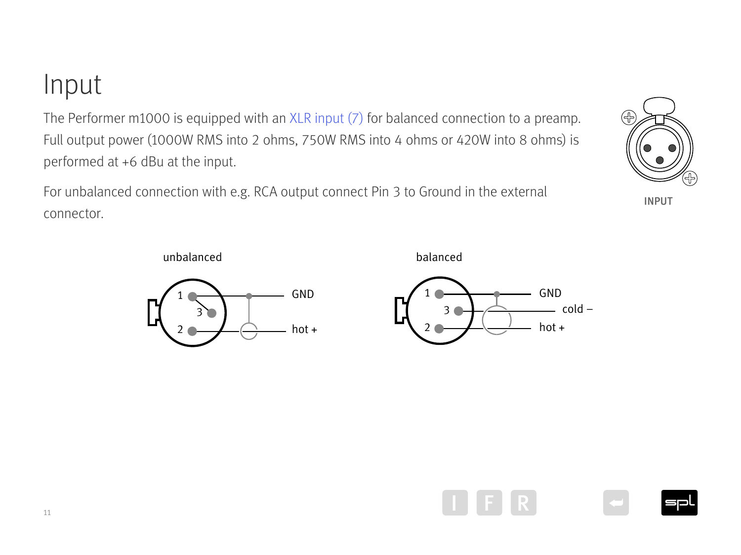# Input

The Performer m1000 is equipped with an XLR input (7) for balanced connection to a preamp. Full output power (1000W RMS into 2 ohms, 750W RMS into 4 ohms or 420W into 8 ohms) is performed at +6 dBu at the input.

For unbalanced connection with e.g. RCA output connect Pin 3 to Ground in the external connector.

INPUT

unbalanced

1 GND
3
2 hot +

balanced

1 GND
3 cold –
2 hot +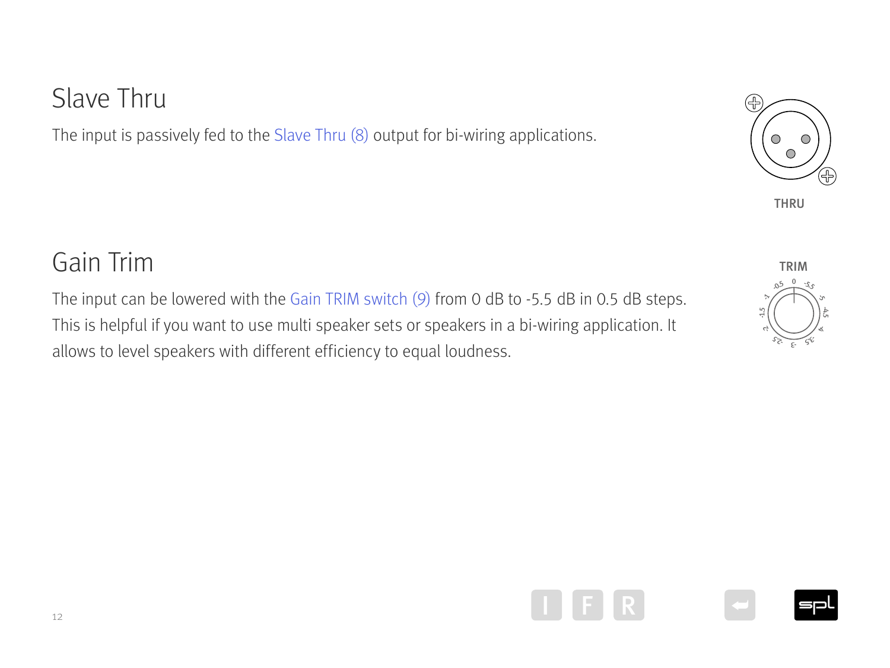# Slave Thru

The input is passively fed to the Slave Thru (8) output for bi-wiring applications.

# Gain Trim

The input can be lowered with the Gain TRIM switch (9) from 0 dB to -5.5 dB in 0.5 dB steps. This is helpful if you want to use multi speaker sets or speakers in a bi-wiring application. It allows to level speakers with different efficiency to equal loudness.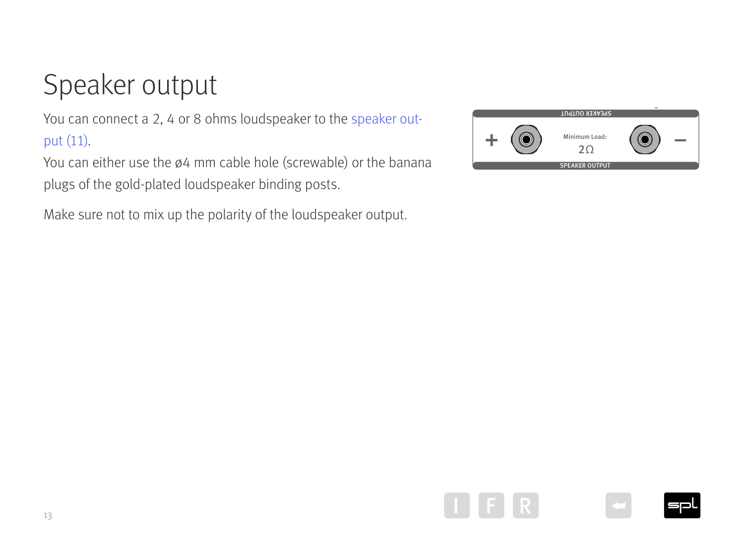# Speaker output

You can connect a 2, 4 or 8 ohms loudspeaker to the speaker output (11).
You can either use the ø4 mm cable hole (screwable) or the banana plugs of the gold-plated loudspeaker binding posts.

Make sure not to mix up the polarity of the loudspeaker output.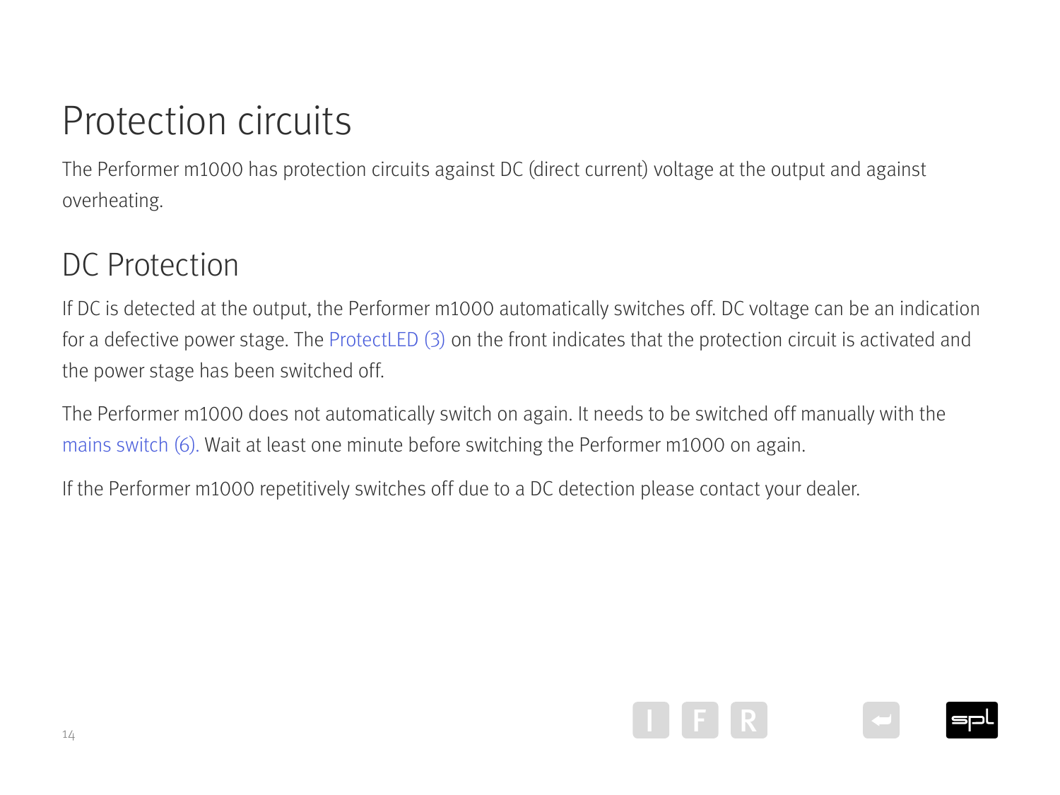# Protection circuits

The Performer m1000 has protection circuits against DC (direct current) voltage at the output and against overheating.

## DC Protection

If DC is detected at the output, the Performer m1000 automatically switches off. DC voltage can be an indication for a defective power stage. The ProtectLED (3) on the front indicates that the protection circuit is activated and the power stage has been switched off.

The Performer m1000 does not automatically switch on again. It needs to be switched off manually with the mains switch (6). Wait at least one minute before switching the Performer m1000 on again.

If the Performer m1000 repetitively switches off due to a DC detection please contact your dealer.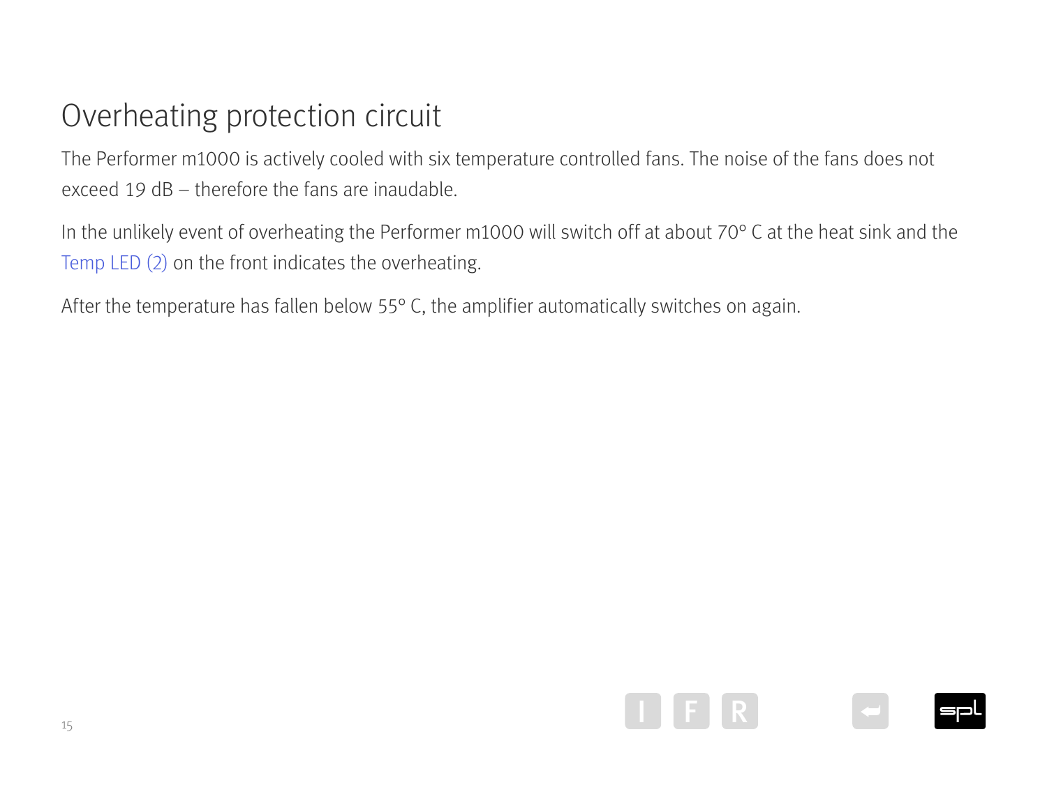# Overheating protection circuit

The Performer m1000 is actively cooled with six temperature controlled fans. The noise of the fans does not exceed 19 dB – therefore the fans are inaudable.

In the unlikely event of overheating the Performer m1000 will switch off at about 70° C at the heat sink and the Temp LED (2) on the front indicates the overheating.

After the temperature has fallen below 55° C, the amplifier automatically switches on again.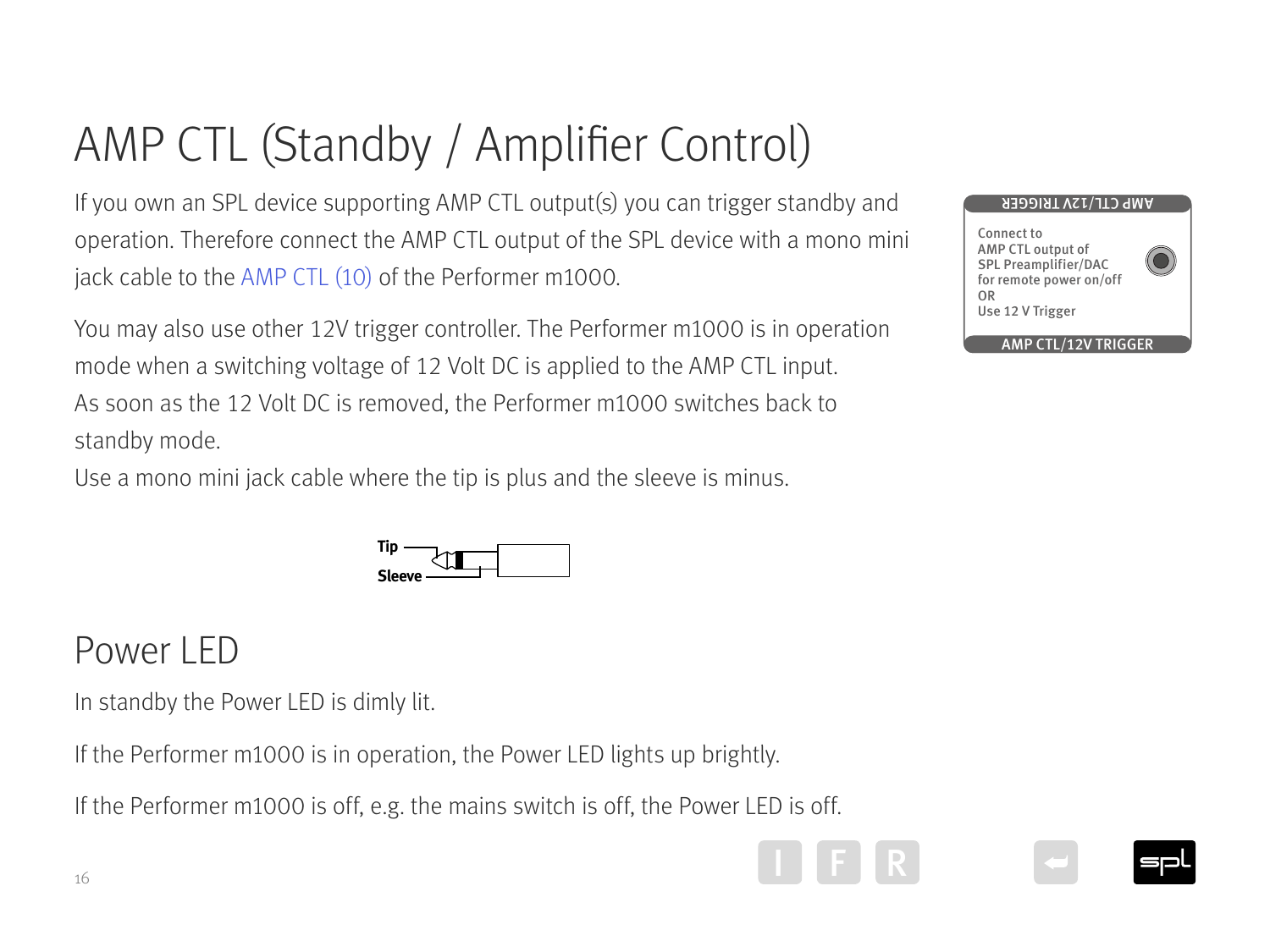# AMP CTL (Standby / Amplifier Control)

If you own an SPL device supporting AMP CTL output(s) you can trigger standby and operation. Therefore connect the AMP CTL output of the SPL device with a mono mini jack cable to the AMP CTL (10) of the Performer m1000.

You may also use other 12V trigger controller. The Performer m1000 is in operation mode when a switching voltage of 12 Volt DC is applied to the AMP CTL input. As soon as the 12 Volt DC is removed, the Performer m1000 switches back to standby mode.
Use a mono mini jack cable where the tip is plus and the sleeve is minus.

AMP CTL/12V TRIGGER

Connect to
AMP CTL output of
SPL Preamplifier/DAC
for remote power on/off
OR
Use 12 V Trigger

AMP CTL/12V TRIGGER

Tip
Sleeve

# Power LED

In standby the Power LED is dimly lit.

If the Performer m1000 is in operation, the Power LED lights up brightly.

If the Performer m1000 is off, e.g. the mains switch is off, the Power LED is off.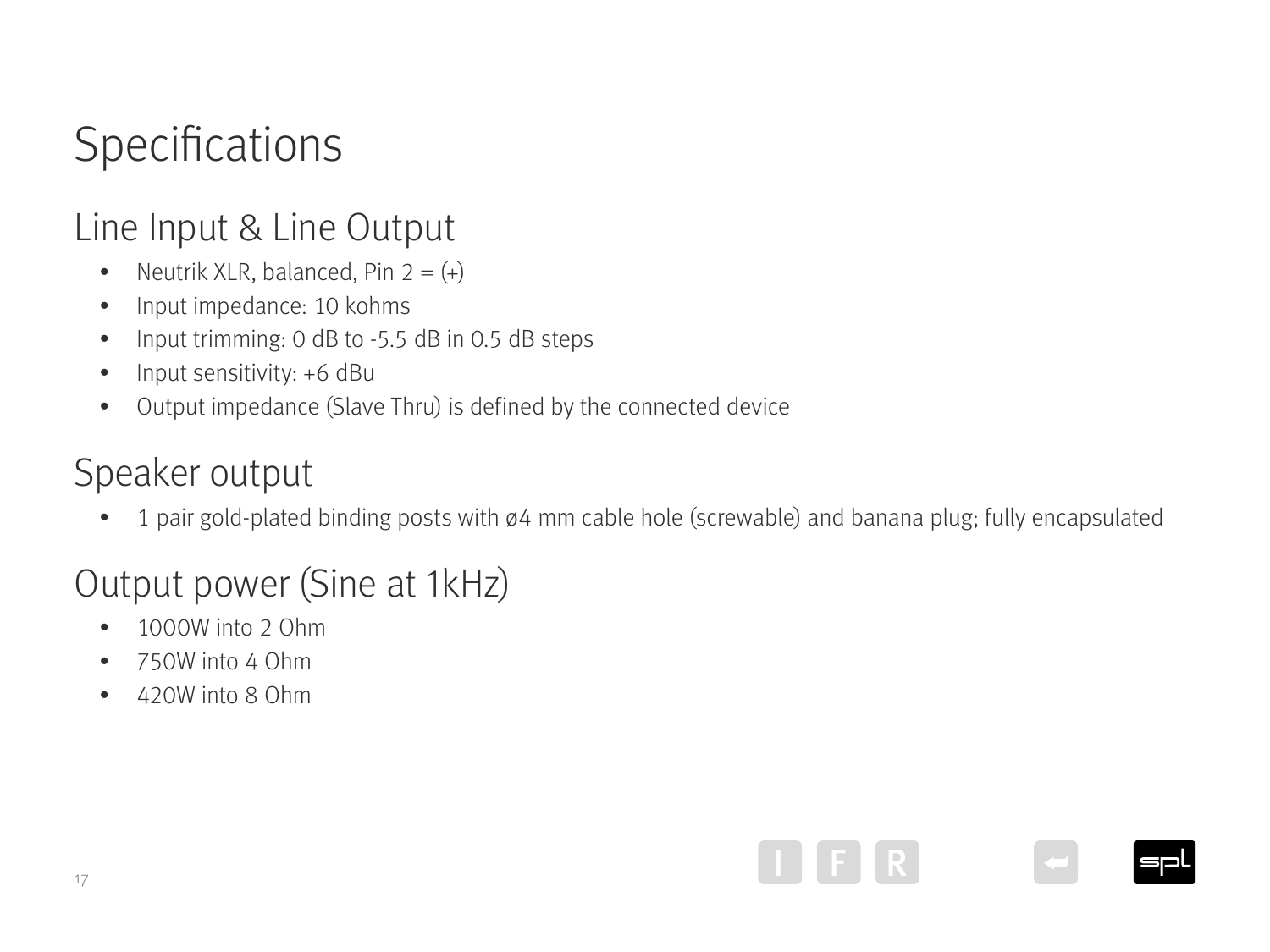# Specifications

## Line Input & Line Output

- Neutrik XLR, balanced, Pin 2 = (+)
- Input impedance: 10 kohms
- Input trimming: 0 dB to -5.5 dB in 0.5 dB steps
- Input sensitivity: +6 dBu
- Output impedance (Slave Thru) is defined by the connected device

## Speaker output

- 1 pair gold-plated binding posts with ø4 mm cable hole (screwable) and banana plug; fully encapsulated

## Output power (Sine at 1kHz)

- 1000W into 2 Ohm
- 750W into 4 Ohm
- 420W into 8 Ohm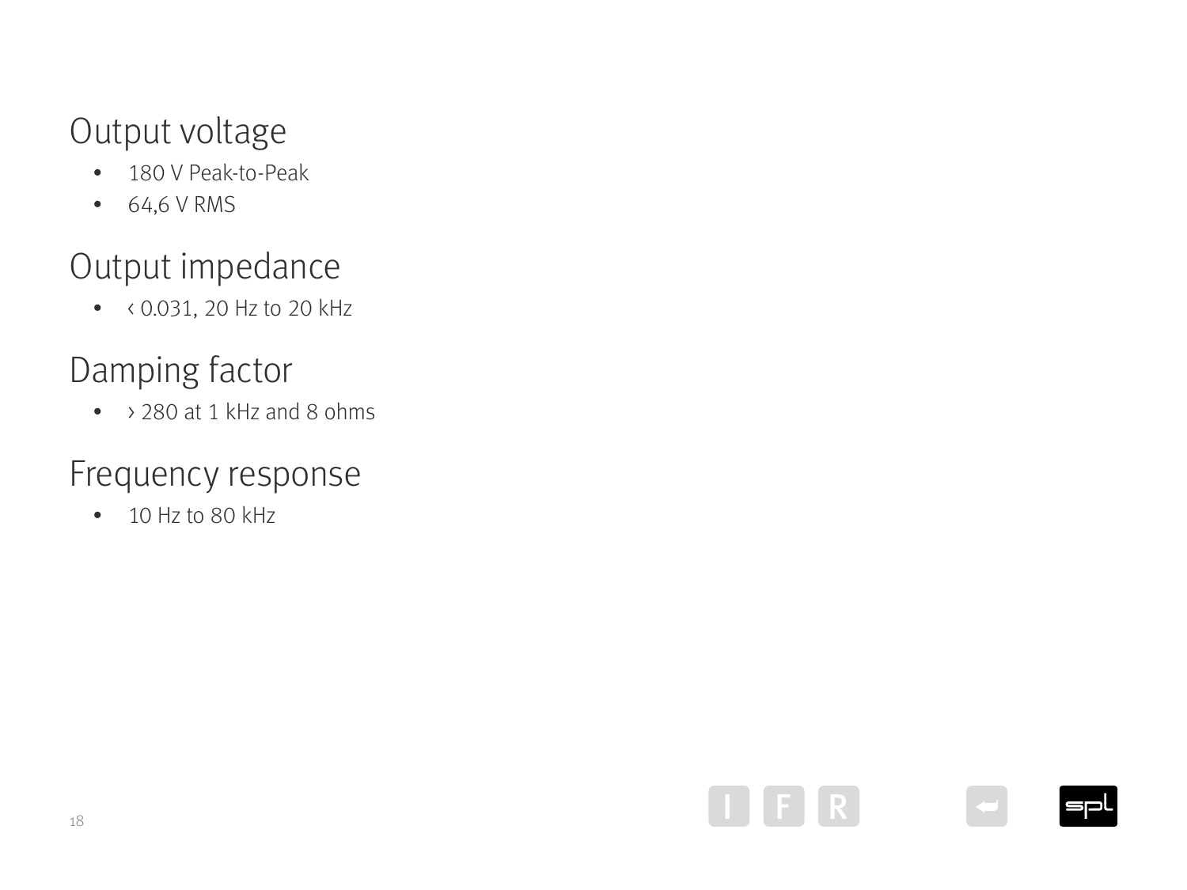## Output voltage

- 180 V Peak-to-Peak
- 64,6 V RMS

## Output impedance

- ‹ 0.031, 20 Hz to 20 kHz

## Damping factor

- › 280 at 1 kHz and 8 ohms

## Frequency response

- 10 Hz to 80 kHz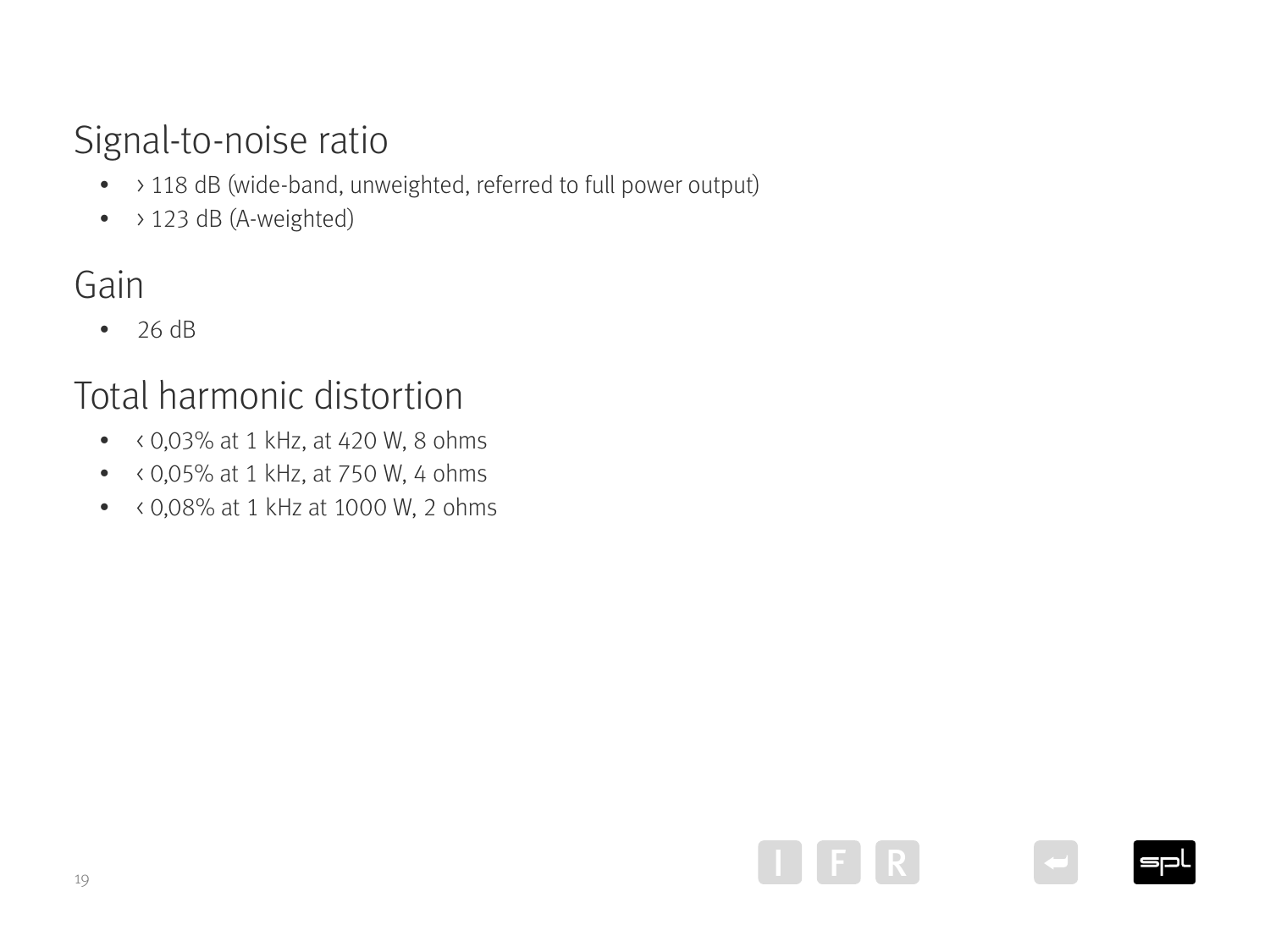## Signal-to-noise ratio

- › 118 dB (wide-band, unweighted, referred to full power output)
- › 123 dB (A-weighted)

## Gain

- 26 dB

## Total harmonic distortion

- ‹ 0,03% at 1 kHz, at 420 W, 8 ohms
- ‹ 0,05% at 1 kHz, at 750 W, 4 ohms
- ‹ 0,08% at 1 kHz at 1000 W, 2 ohms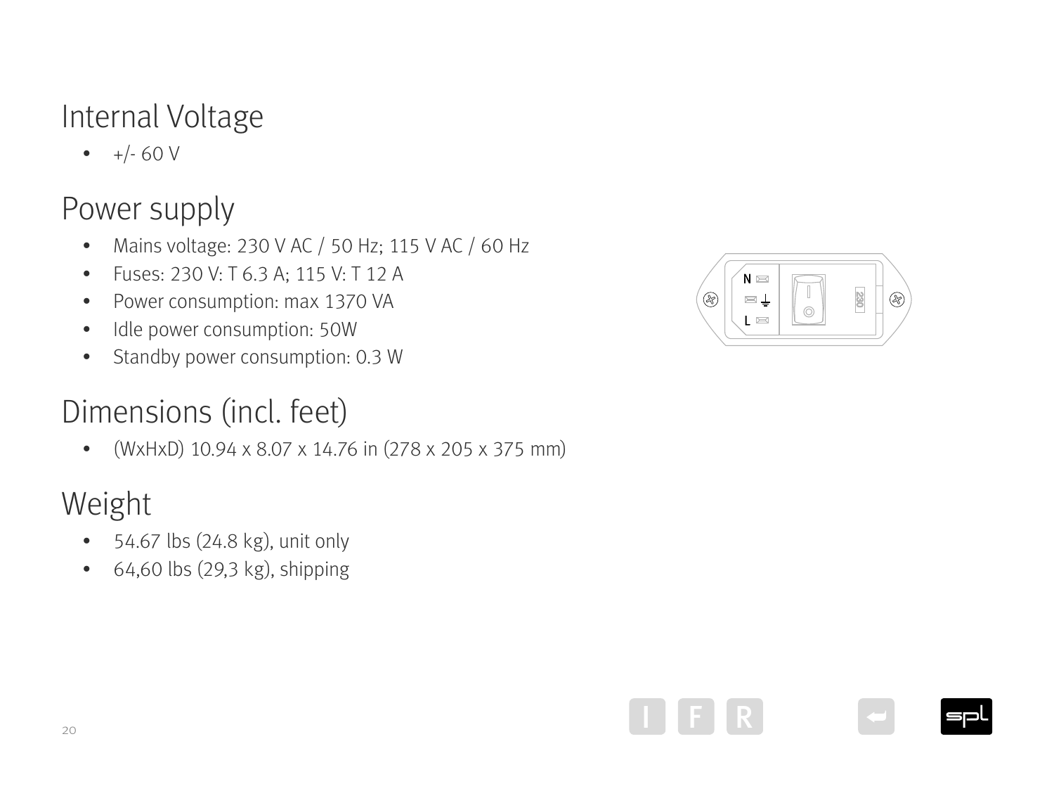## Internal Voltage

- +/- 60 V

## Power supply

- Mains voltage: 230 V AC / 50 Hz; 115 V AC / 60 Hz
- Fuses: 230 V: T 6.3 A; 115 V: T 12 A
- Power consumption: max 1370 VA
- Idle power consumption: 50W
- Standby power consumption: 0.3 W

## Dimensions (incl. feet)

- (WxHxD) 10.94 x 8.07 x 14.76 in (278 x 205 x 375 mm)

## Weight

- 54.67 lbs (24.8 kg), unit only
- 64,60 lbs (29,3 kg), shipping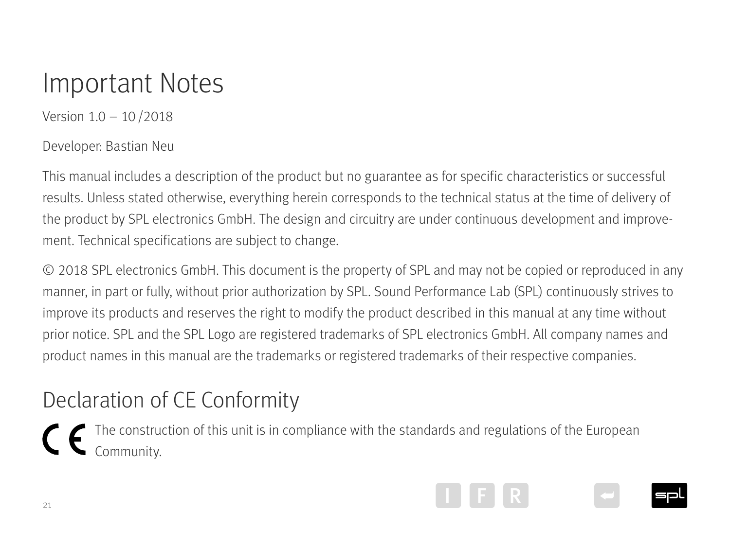# Important Notes

Version 1.0 – 10 /2018

Developer: Bastian Neu

This manual includes a description of the product but no guarantee as for specific characteristics or successful results. Unless stated otherwise, everything herein corresponds to the technical status at the time of delivery of the product by SPL electronics GmbH. The design and circuitry are under continuous development and improvement. Technical specifications are subject to change.

© 2018 SPL electronics GmbH. This document is the property of SPL and may not be copied or reproduced in any manner, in part or fully, without prior authorization by SPL. Sound Performance Lab (SPL) continuously strives to improve its products and reserves the right to modify the product described in this manual at any time without prior notice. SPL and the SPL Logo are registered trademarks of SPL electronics GmbH. All company names and product names in this manual are the trademarks or registered trademarks of their respective companies.

# Declaration of CE Conformity

CE The construction of this unit is in compliance with the standards and regulations of the European Community.